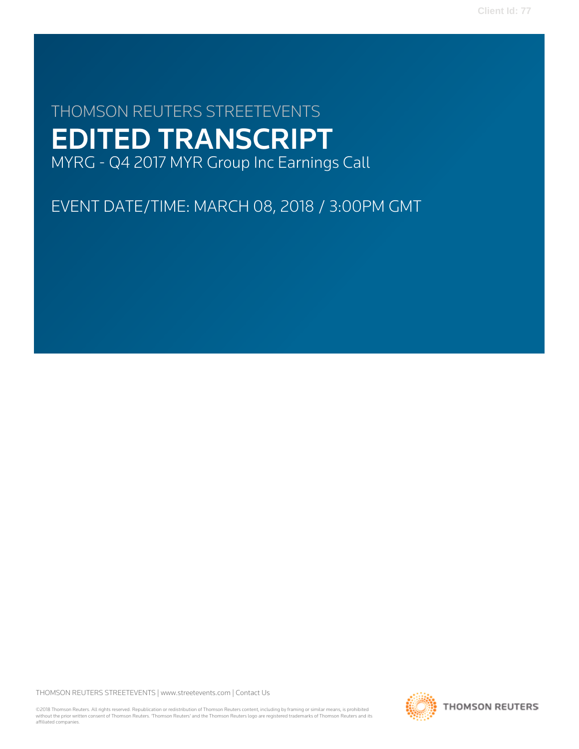THOMSON REUTERS STREETEVENTS

# EDITED TRANSCRIPT

MYRG - Q4 2017 MYR Group Inc Earnings Call

EVENT DATE/TIME: MARCH 08, 2018 / 3:00PM GMT

THOMSON REUTERS STREETEVENTS | www.streetevents.com | Contact Us

©2018 Thomson Reuters. All rights reserved. Republication or redistribution of Thomson Reuters content, including by framing or similar means, is prohibited without the prior written consent of Thomson Reuters. 'Thomson Reuters' and the Thomson Reuters logo are registered trademarks of Thomson Reuters and its affiliated companies.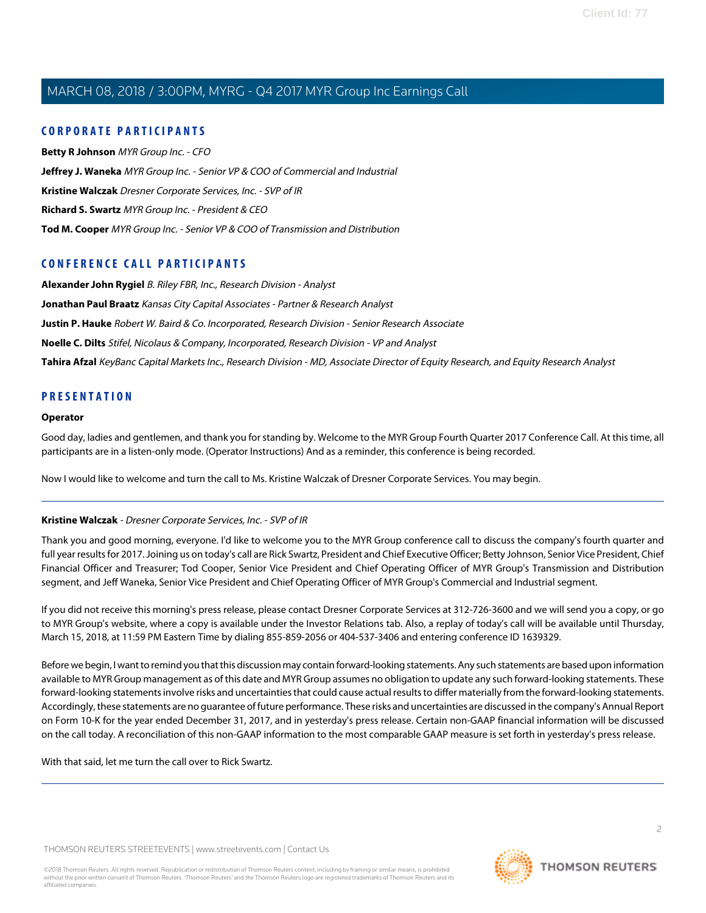## CORPORATE PARTICIPANTS

**Betty R Johnson** *MYR Group Inc. - CFO*

**Jeffrey J. Waneka** *MYR Group Inc. - Senior VP & COO of Commercial and Industrial*

**Kristine Walczak** *Dresner Corporate Services, Inc. - SVP of IR*

**Richard S. Swartz** *MYR Group Inc. - President & CEO*

**Tod M. Cooper** *MYR Group Inc. - Senior VP & COO of Transmission and Distribution*

## CONFERENCE CALL PARTICIPANTS

**Alexander John Rygiel** *B. Riley FBR, Inc., Research Division - Analyst*

**Jonathan Paul Braatz** *Kansas City Capital Associates - Partner & Research Analyst*

**Justin P. Hauke** *Robert W. Baird & Co. Incorporated, Research Division - Senior Research Associate*

**Noelle C. Dilts** *Stifel, Nicolaus & Company, Incorporated, Research Division - VP and Analyst*

**Tahira Afzal** *KeyBanc Capital Markets Inc., Research Division - MD, Associate Director of Equity Research, and Equity Research Analyst*

## PRESENTATION

**Operator**

Good day, ladies and gentlemen, and thank you for standing by. Welcome to the MYR Group Fourth Quarter 2017 Conference Call. At this time, all participants are in a listen-only mode. (Operator Instructions) And as a reminder, this conference is being recorded.

Now I would like to welcome and turn the call to Ms. Kristine Walczak of Dresner Corporate Services. You may begin.

---

**Kristine Walczak** - *Dresner Corporate Services, Inc. - SVP of IR*

Thank you and good morning, everyone. I'd like to welcome you to the MYR Group conference call to discuss the company's fourth quarter and full year results for 2017. Joining us on today's call are Rick Swartz, President and Chief Executive Officer; Betty Johnson, Senior Vice President, Chief Financial Officer and Treasurer; Tod Cooper, Senior Vice President and Chief Operating Officer of MYR Group's Transmission and Distribution segment, and Jeff Waneka, Senior Vice President and Chief Operating Officer of MYR Group's Commercial and Industrial segment.

If you did not receive this morning's press release, please contact Dresner Corporate Services at 312-726-3600 and we will send you a copy, or go to MYR Group's website, where a copy is available under the Investor Relations tab. Also, a replay of today's call will be available until Thursday, March 15, 2018, at 11:59 PM Eastern Time by dialing 855-859-2056 or 404-537-3406 and entering conference ID 1639329.

Before we begin, I want to remind you that this discussion may contain forward-looking statements. Any such statements are based upon information available to MYR Group management as of this date and MYR Group assumes no obligation to update any such forward-looking statements. These forward-looking statements involve risks and uncertainties that could cause actual results to differ materially from the forward-looking statements. Accordingly, these statements are no guarantee of future performance. These risks and uncertainties are discussed in the company's Annual Report on Form 10-K for the year ended December 31, 2017, and in yesterday's press release. Certain non-GAAP financial information will be discussed on the call today. A reconciliation of this non-GAAP information to the most comparable GAAP measure is set forth in yesterday's press release.

With that said, let me turn the call over to Rick Swartz.

---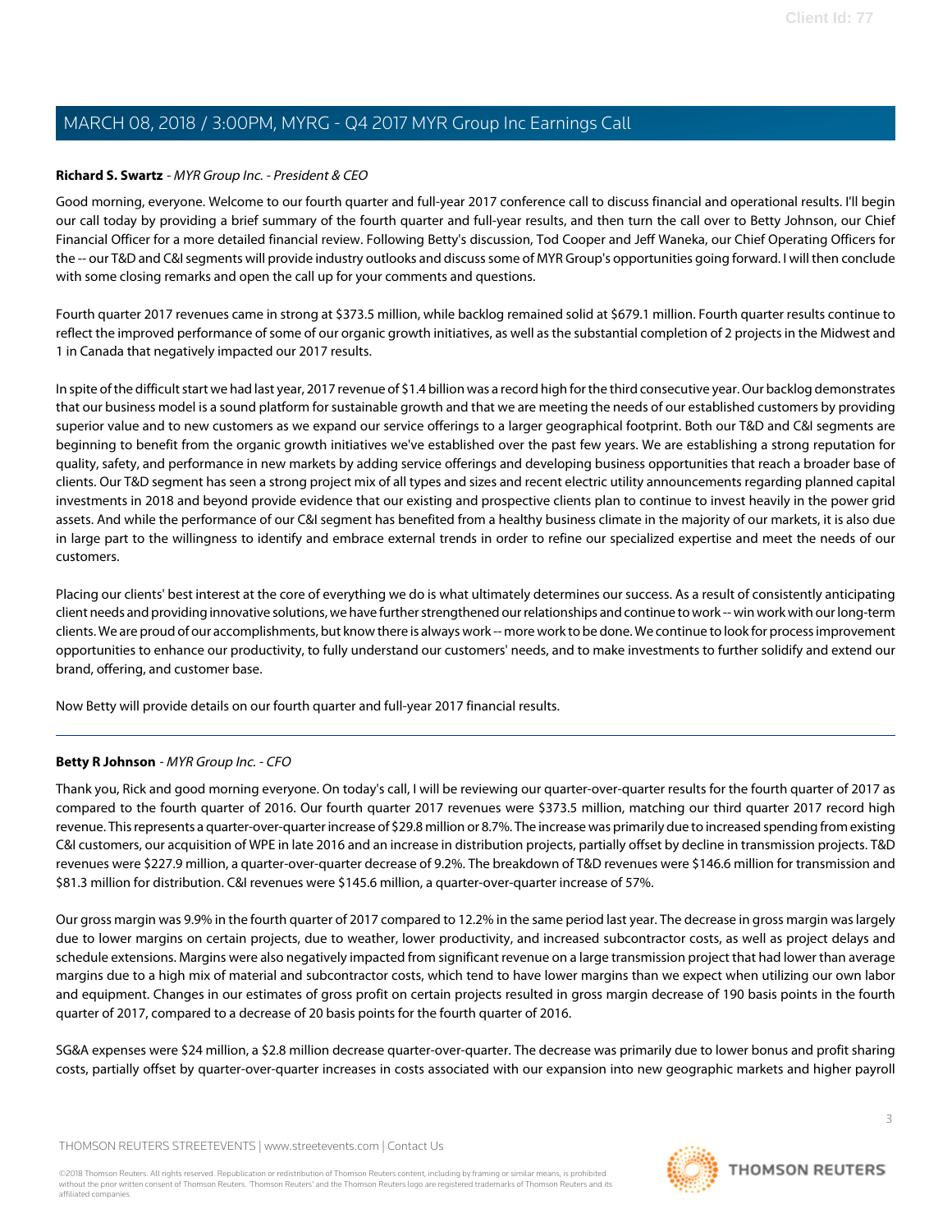**Richard S. Swartz** - *MYR Group Inc. - President & CEO*

Good morning, everyone. Welcome to our fourth quarter and full-year 2017 conference call to discuss financial and operational results. I'll begin our call today by providing a brief summary of the fourth quarter and full-year results, and then turn the call over to Betty Johnson, our Chief Financial Officer for a more detailed financial review. Following Betty's discussion, Tod Cooper and Jeff Waneka, our Chief Operating Officers for the -- our T&D and C&I segments will provide industry outlooks and discuss some of MYR Group's opportunities going forward. I will then conclude with some closing remarks and open the call up for your comments and questions.

Fourth quarter 2017 revenues came in strong at $373.5 million, while backlog remained solid at $679.1 million. Fourth quarter results continue to reflect the improved performance of some of our organic growth initiatives, as well as the substantial completion of 2 projects in the Midwest and 1 in Canada that negatively impacted our 2017 results.

In spite of the difficult start we had last year, 2017 revenue of $1.4 billion was a record high for the third consecutive year. Our backlog demonstrates that our business model is a sound platform for sustainable growth and that we are meeting the needs of our established customers by providing superior value and to new customers as we expand our service offerings to a larger geographical footprint. Both our T&D and C&I segments are beginning to benefit from the organic growth initiatives we've established over the past few years. We are establishing a strong reputation for quality, safety, and performance in new markets by adding service offerings and developing business opportunities that reach a broader base of clients. Our T&D segment has seen a strong project mix of all types and sizes and recent electric utility announcements regarding planned capital investments in 2018 and beyond provide evidence that our existing and prospective clients plan to continue to invest heavily in the power grid assets. And while the performance of our C&I segment has benefited from a healthy business climate in the majority of our markets, it is also due in large part to the willingness to identify and embrace external trends in order to refine our specialized expertise and meet the needs of our customers.

Placing our clients' best interest at the core of everything we do is what ultimately determines our success. As a result of consistently anticipating client needs and providing innovative solutions, we have further strengthened our relationships and continue to work -- win work with our long-term clients. We are proud of our accomplishments, but know there is always work -- more work to be done. We continue to look for process improvement opportunities to enhance our productivity, to fully understand our customers' needs, and to make investments to further solidify and extend our brand, offering, and customer base.

Now Betty will provide details on our fourth quarter and full-year 2017 financial results.

---

**Betty R Johnson** - *MYR Group Inc. - CFO*

Thank you, Rick and good morning everyone. On today's call, I will be reviewing our quarter-over-quarter results for the fourth quarter of 2017 as compared to the fourth quarter of 2016. Our fourth quarter 2017 revenues were $373.5 million, matching our third quarter 2017 record high revenue. This represents a quarter-over-quarter increase of $29.8 million or 8.7%. The increase was primarily due to increased spending from existing C&I customers, our acquisition of WPE in late 2016 and an increase in distribution projects, partially offset by decline in transmission projects. T&D revenues were $227.9 million, a quarter-over-quarter decrease of 9.2%. The breakdown of T&D revenues were $146.6 million for transmission and $81.3 million for distribution. C&I revenues were $145.6 million, a quarter-over-quarter increase of 57%.

Our gross margin was 9.9% in the fourth quarter of 2017 compared to 12.2% in the same period last year. The decrease in gross margin was largely due to lower margins on certain projects, due to weather, lower productivity, and increased subcontractor costs, as well as project delays and schedule extensions. Margins were also negatively impacted from significant revenue on a large transmission project that had lower than average margins due to a high mix of material and subcontractor costs, which tend to have lower margins than we expect when utilizing our own labor and equipment. Changes in our estimates of gross profit on certain projects resulted in gross margin decrease of 190 basis points in the fourth quarter of 2017, compared to a decrease of 20 basis points for the fourth quarter of 2016.

SG&A expenses were $24 million, a $2.8 million decrease quarter-over-quarter. The decrease was primarily due to lower bonus and profit sharing costs, partially offset by quarter-over-quarter increases in costs associated with our expansion into new geographic markets and higher payroll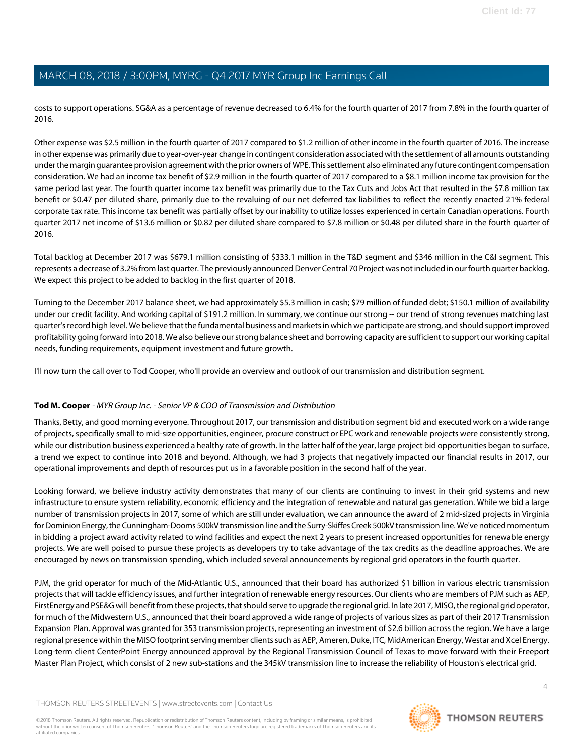costs to support operations. SG&A as a percentage of revenue decreased to 6.4% for the fourth quarter of 2017 from 7.8% in the fourth quarter of 2016.

Other expense was $2.5 million in the fourth quarter of 2017 compared to $1.2 million of other income in the fourth quarter of 2016. The increase in other expense was primarily due to year-over-year change in contingent consideration associated with the settlement of all amounts outstanding under the margin guarantee provision agreement with the prior owners of WPE. This settlement also eliminated any future contingent compensation consideration. We had an income tax benefit of $2.9 million in the fourth quarter of 2017 compared to a $8.1 million income tax provision for the same period last year. The fourth quarter income tax benefit was primarily due to the Tax Cuts and Jobs Act that resulted in the $7.8 million tax benefit or $0.47 per diluted share, primarily due to the revaluing of our net deferred tax liabilities to reflect the recently enacted 21% federal corporate tax rate. This income tax benefit was partially offset by our inability to utilize losses experienced in certain Canadian operations. Fourth quarter 2017 net income of $13.6 million or $0.82 per diluted share compared to $7.8 million or $0.48 per diluted share in the fourth quarter of 2016.

Total backlog at December 2017 was $679.1 million consisting of $333.1 million in the T&D segment and $346 million in the C&I segment. This represents a decrease of 3.2% from last quarter. The previously announced Denver Central 70 Project was not included in our fourth quarter backlog. We expect this project to be added to backlog in the first quarter of 2018.

Turning to the December 2017 balance sheet, we had approximately $5.3 million in cash; $79 million of funded debt; $150.1 million of availability under our credit facility. And working capital of $191.2 million. In summary, we continue our strong -- our trend of strong revenues matching last quarter's record high level. We believe that the fundamental business and markets in which we participate are strong, and should support improved profitability going forward into 2018. We also believe our strong balance sheet and borrowing capacity are sufficient to support our working capital needs, funding requirements, equipment investment and future growth.

I'll now turn the call over to Tod Cooper, who'll provide an overview and outlook of our transmission and distribution segment.

---

**Tod M. Cooper** - *MYR Group Inc. - Senior VP & COO of Transmission and Distribution*

Thanks, Betty, and good morning everyone. Throughout 2017, our transmission and distribution segment bid and executed work on a wide range of projects, specifically small to mid-size opportunities, engineer, procure construct or EPC work and renewable projects were consistently strong, while our distribution business experienced a healthy rate of growth. In the latter half of the year, large project bid opportunities began to surface, a trend we expect to continue into 2018 and beyond. Although, we had 3 projects that negatively impacted our financial results in 2017, our operational improvements and depth of resources put us in a favorable position in the second half of the year.

Looking forward, we believe industry activity demonstrates that many of our clients are continuing to invest in their grid systems and new infrastructure to ensure system reliability, economic efficiency and the integration of renewable and natural gas generation. While we bid a large number of transmission projects in 2017, some of which are still under evaluation, we can announce the award of 2 mid-sized projects in Virginia for Dominion Energy, the Cunningham-Dooms 500kV transmission line and the Surry-Skiffes Creek 500kV transmission line. We've noticed momentum in bidding a project award activity related to wind facilities and expect the next 2 years to present increased opportunities for renewable energy projects. We are well poised to pursue these projects as developers try to take advantage of the tax credits as the deadline approaches. We are encouraged by news on transmission spending, which included several announcements by regional grid operators in the fourth quarter.

PJM, the grid operator for much of the Mid-Atlantic U.S., announced that their board has authorized $1 billion in various electric transmission projects that will tackle efficiency issues, and further integration of renewable energy resources. Our clients who are members of PJM such as AEP, FirstEnergy and PSE&G will benefit from these projects, that should serve to upgrade the regional grid. In late 2017, MISO, the regional grid operator, for much of the Midwestern U.S., announced that their board approved a wide range of projects of various sizes as part of their 2017 Transmission Expansion Plan. Approval was granted for 353 transmission projects, representing an investment of $2.6 billion across the region. We have a large regional presence within the MISO footprint serving member clients such as AEP, Ameren, Duke, ITC, MidAmerican Energy, Westar and Xcel Energy. Long-term client CenterPoint Energy announced approval by the Regional Transmission Council of Texas to move forward with their Freeport Master Plan Project, which consist of 2 new sub-stations and the 345kV transmission line to increase the reliability of Houston's electrical grid.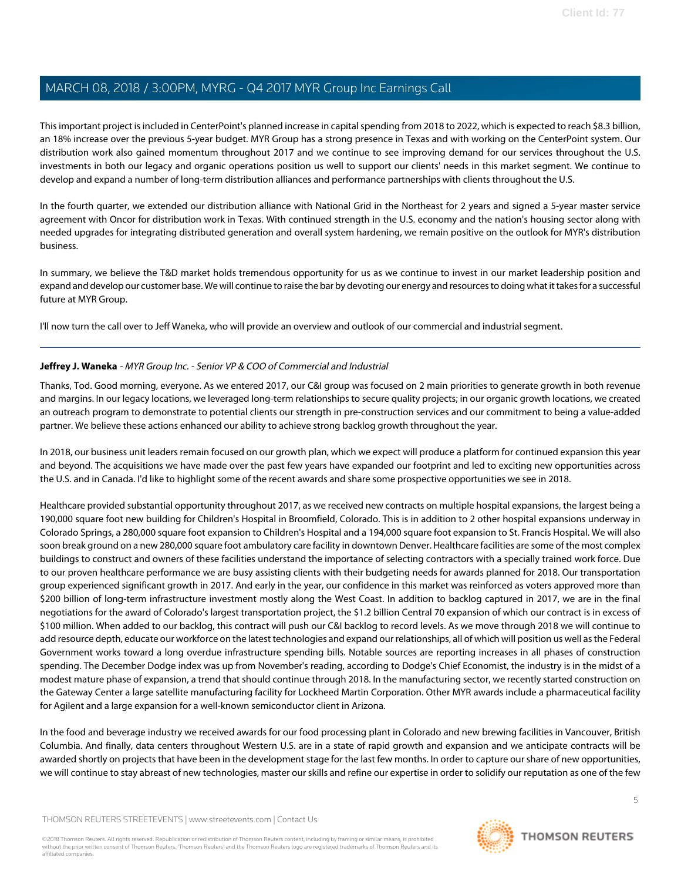This important project is included in CenterPoint's planned increase in capital spending from 2018 to 2022, which is expected to reach $8.3 billion, an 18% increase over the previous 5-year budget. MYR Group has a strong presence in Texas and with working on the CenterPoint system. Our distribution work also gained momentum throughout 2017 and we continue to see improving demand for our services throughout the U.S. investments in both our legacy and organic operations position us well to support our clients' needs in this market segment. We continue to develop and expand a number of long-term distribution alliances and performance partnerships with clients throughout the U.S.

In the fourth quarter, we extended our distribution alliance with National Grid in the Northeast for 2 years and signed a 5-year master service agreement with Oncor for distribution work in Texas. With continued strength in the U.S. economy and the nation's housing sector along with needed upgrades for integrating distributed generation and overall system hardening, we remain positive on the outlook for MYR's distribution business.

In summary, we believe the T&D market holds tremendous opportunity for us as we continue to invest in our market leadership position and expand and develop our customer base. We will continue to raise the bar by devoting our energy and resources to doing what it takes for a successful future at MYR Group.

I'll now turn the call over to Jeff Waneka, who will provide an overview and outlook of our commercial and industrial segment.

---

**Jeffrey J. Waneka** - *MYR Group Inc. - Senior VP & COO of Commercial and Industrial*

Thanks, Tod. Good morning, everyone. As we entered 2017, our C&I group was focused on 2 main priorities to generate growth in both revenue and margins. In our legacy locations, we leveraged long-term relationships to secure quality projects; in our organic growth locations, we created an outreach program to demonstrate to potential clients our strength in pre-construction services and our commitment to being a value-added partner. We believe these actions enhanced our ability to achieve strong backlog growth throughout the year.

In 2018, our business unit leaders remain focused on our growth plan, which we expect will produce a platform for continued expansion this year and beyond. The acquisitions we have made over the past few years have expanded our footprint and led to exciting new opportunities across the U.S. and in Canada. I'd like to highlight some of the recent awards and share some prospective opportunities we see in 2018.

Healthcare provided substantial opportunity throughout 2017, as we received new contracts on multiple hospital expansions, the largest being a 190,000 square foot new building for Children's Hospital in Broomfield, Colorado. This is in addition to 2 other hospital expansions underway in Colorado Springs, a 280,000 square foot expansion to Children's Hospital and a 194,000 square foot expansion to St. Francis Hospital. We will also soon break ground on a new 280,000 square foot ambulatory care facility in downtown Denver. Healthcare facilities are some of the most complex buildings to construct and owners of these facilities understand the importance of selecting contractors with a specially trained work force. Due to our proven healthcare performance we are busy assisting clients with their budgeting needs for awards planned for 2018. Our transportation group experienced significant growth in 2017. And early in the year, our confidence in this market was reinforced as voters approved more than $200 billion of long-term infrastructure investment mostly along the West Coast. In addition to backlog captured in 2017, we are in the final negotiations for the award of Colorado's largest transportation project, the $1.2 billion Central 70 expansion of which our contract is in excess of $100 million. When added to our backlog, this contract will push our C&I backlog to record levels. As we move through 2018 we will continue to add resource depth, educate our workforce on the latest technologies and expand our relationships, all of which will position us well as the Federal Government works toward a long overdue infrastructure spending bills. Notable sources are reporting increases in all phases of construction spending. The December Dodge index was up from November's reading, according to Dodge's Chief Economist, the industry is in the midst of a modest mature phase of expansion, a trend that should continue through 2018. In the manufacturing sector, we recently started construction on the Gateway Center a large satellite manufacturing facility for Lockheed Martin Corporation. Other MYR awards include a pharmaceutical facility for Agilent and a large expansion for a well-known semiconductor client in Arizona.

In the food and beverage industry we received awards for our food processing plant in Colorado and new brewing facilities in Vancouver, British Columbia. And finally, data centers throughout Western U.S. are in a state of rapid growth and expansion and we anticipate contracts will be awarded shortly on projects that have been in the development stage for the last few months. In order to capture our share of new opportunities, we will continue to stay abreast of new technologies, master our skills and refine our expertise in order to solidify our reputation as one of the few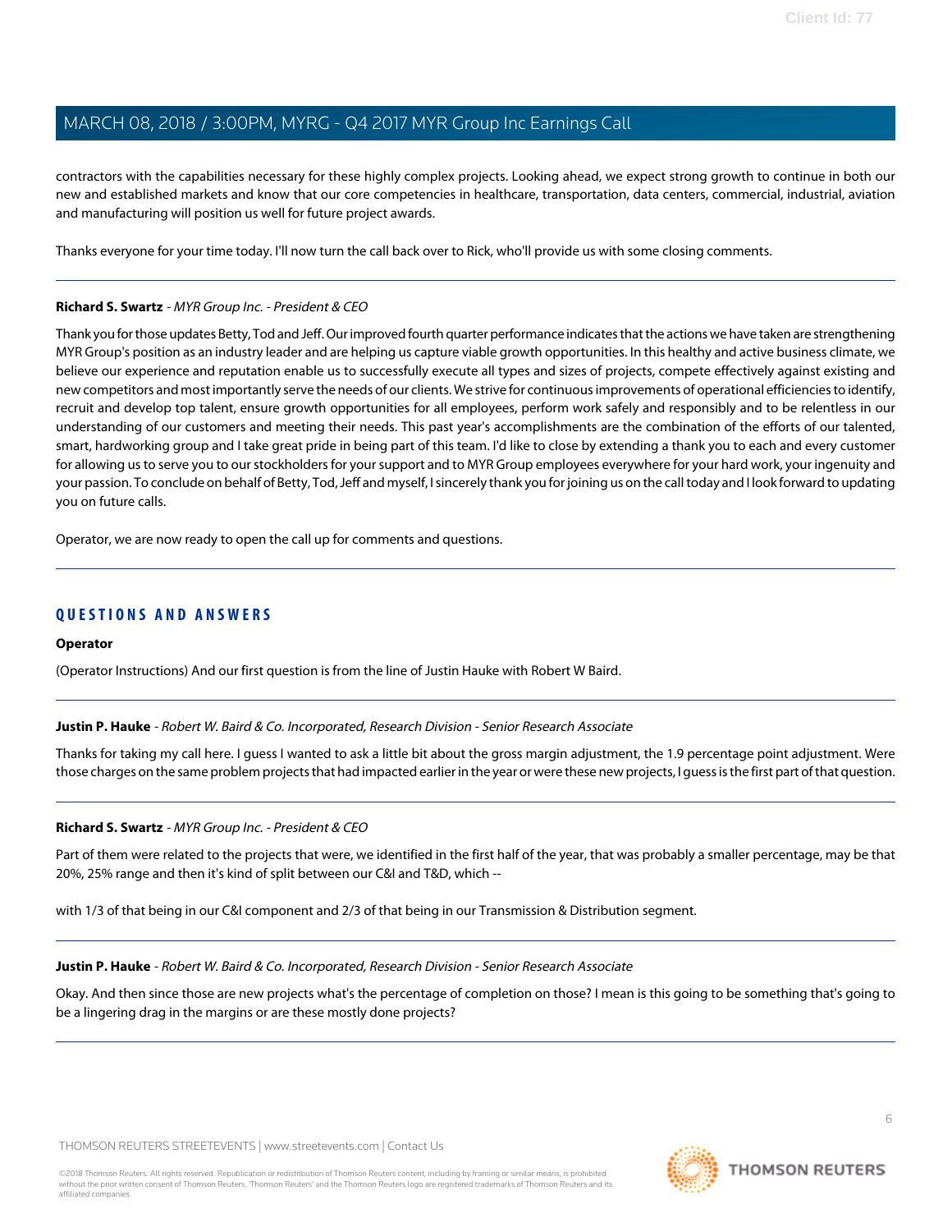contractors with the capabilities necessary for these highly complex projects. Looking ahead, we expect strong growth to continue in both our new and established markets and know that our core competencies in healthcare, transportation, data centers, commercial, industrial, aviation and manufacturing will position us well for future project awards.

Thanks everyone for your time today. I'll now turn the call back over to Rick, who'll provide us with some closing comments.

---

**Richard S. Swartz** - *MYR Group Inc. - President & CEO*

Thank you for those updates Betty, Tod and Jeff. Our improved fourth quarter performance indicates that the actions we have taken are strengthening MYR Group's position as an industry leader and are helping us capture viable growth opportunities. In this healthy and active business climate, we believe our experience and reputation enable us to successfully execute all types and sizes of projects, compete effectively against existing and new competitors and most importantly serve the needs of our clients. We strive for continuous improvements of operational efficiencies to identify, recruit and develop top talent, ensure growth opportunities for all employees, perform work safely and responsibly and to be relentless in our understanding of our customers and meeting their needs. This past year's accomplishments are the combination of the efforts of our talented, smart, hardworking group and I take great pride in being part of this team. I'd like to close by extending a thank you to each and every customer for allowing us to serve you to our stockholders for your support and to MYR Group employees everywhere for your hard work, your ingenuity and your passion. To conclude on behalf of Betty, Tod, Jeff and myself, I sincerely thank you for joining us on the call today and I look forward to updating you on future calls.

Operator, we are now ready to open the call up for comments and questions.

---

## QUESTIONS AND ANSWERS

**Operator**

(Operator Instructions) And our first question is from the line of Justin Hauke with Robert W Baird.

---

**Justin P. Hauke** - *Robert W. Baird & Co. Incorporated, Research Division - Senior Research Associate*

Thanks for taking my call here. I guess I wanted to ask a little bit about the gross margin adjustment, the 1.9 percentage point adjustment. Were those charges on the same problem projects that had impacted earlier in the year or were these new projects, I guess is the first part of that question.

---

**Richard S. Swartz** - *MYR Group Inc. - President & CEO*

Part of them were related to the projects that were, we identified in the first half of the year, that was probably a smaller percentage, may be that 20%, 25% range and then it's kind of split between our C&I and T&D, which --

with 1/3 of that being in our C&I component and 2/3 of that being in our Transmission & Distribution segment.

---

**Justin P. Hauke** - *Robert W. Baird & Co. Incorporated, Research Division - Senior Research Associate*

Okay. And then since those are new projects what's the percentage of completion on those? I mean is this going to be something that's going to be a lingering drag in the margins or are these mostly done projects?

---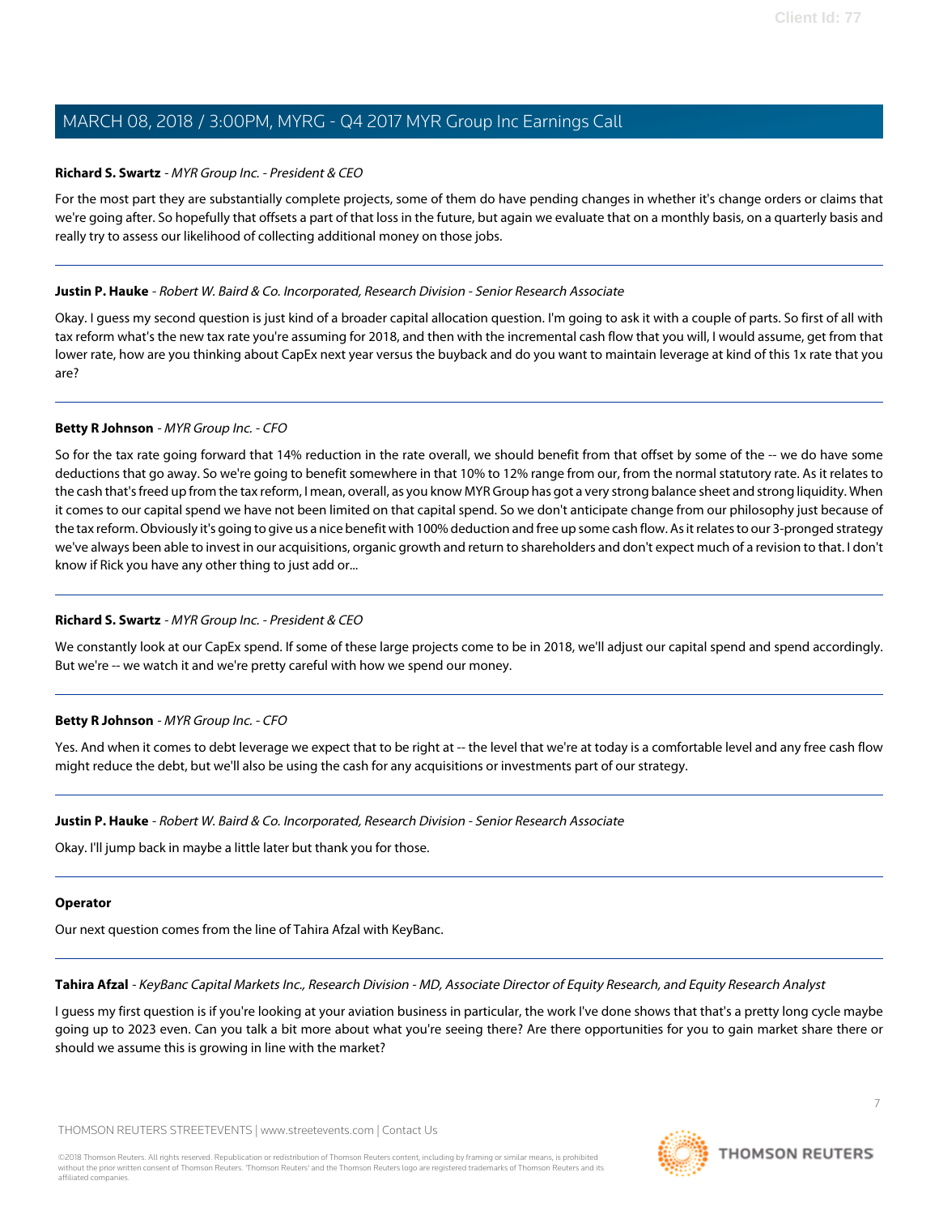**Richard S. Swartz** - *MYR Group Inc. - President & CEO*

For the most part they are substantially complete projects, some of them do have pending changes in whether it's change orders or claims that we're going after. So hopefully that offsets a part of that loss in the future, but again we evaluate that on a monthly basis, on a quarterly basis and really try to assess our likelihood of collecting additional money on those jobs.

---

**Justin P. Hauke** - *Robert W. Baird & Co. Incorporated, Research Division - Senior Research Associate*

Okay. I guess my second question is just kind of a broader capital allocation question. I'm going to ask it with a couple of parts. So first of all with tax reform what's the new tax rate you're assuming for 2018, and then with the incremental cash flow that you will, I would assume, get from that lower rate, how are you thinking about CapEx next year versus the buyback and do you want to maintain leverage at kind of this 1x rate that you are?

---

**Betty R Johnson** - *MYR Group Inc. - CFO*

So for the tax rate going forward that 14% reduction in the rate overall, we should benefit from that offset by some of the -- we do have some deductions that go away. So we're going to benefit somewhere in that 10% to 12% range from our, from the normal statutory rate. As it relates to the cash that's freed up from the tax reform, I mean, overall, as you know MYR Group has got a very strong balance sheet and strong liquidity. When it comes to our capital spend we have not been limited on that capital spend. So we don't anticipate change from our philosophy just because of the tax reform. Obviously it's going to give us a nice benefit with 100% deduction and free up some cash flow. As it relates to our 3-pronged strategy we've always been able to invest in our acquisitions, organic growth and return to shareholders and don't expect much of a revision to that. I don't know if Rick you have any other thing to just add or...

---

**Richard S. Swartz** - *MYR Group Inc. - President & CEO*

We constantly look at our CapEx spend. If some of these large projects come to be in 2018, we'll adjust our capital spend and spend accordingly. But we're -- we watch it and we're pretty careful with how we spend our money.

---

**Betty R Johnson** - *MYR Group Inc. - CFO*

Yes. And when it comes to debt leverage we expect that to be right at -- the level that we're at today is a comfortable level and any free cash flow might reduce the debt, but we'll also be using the cash for any acquisitions or investments part of our strategy.

---

**Justin P. Hauke** - *Robert W. Baird & Co. Incorporated, Research Division - Senior Research Associate*

Okay. I'll jump back in maybe a little later but thank you for those.

---

**Operator**

Our next question comes from the line of Tahira Afzal with KeyBanc.

---

**Tahira Afzal** - *KeyBanc Capital Markets Inc., Research Division - MD, Associate Director of Equity Research, and Equity Research Analyst*

I guess my first question is if you're looking at your aviation business in particular, the work I've done shows that that's a pretty long cycle maybe going up to 2023 even. Can you talk a bit more about what you're seeing there? Are there opportunities for you to gain market share there or should we assume this is growing in line with the market?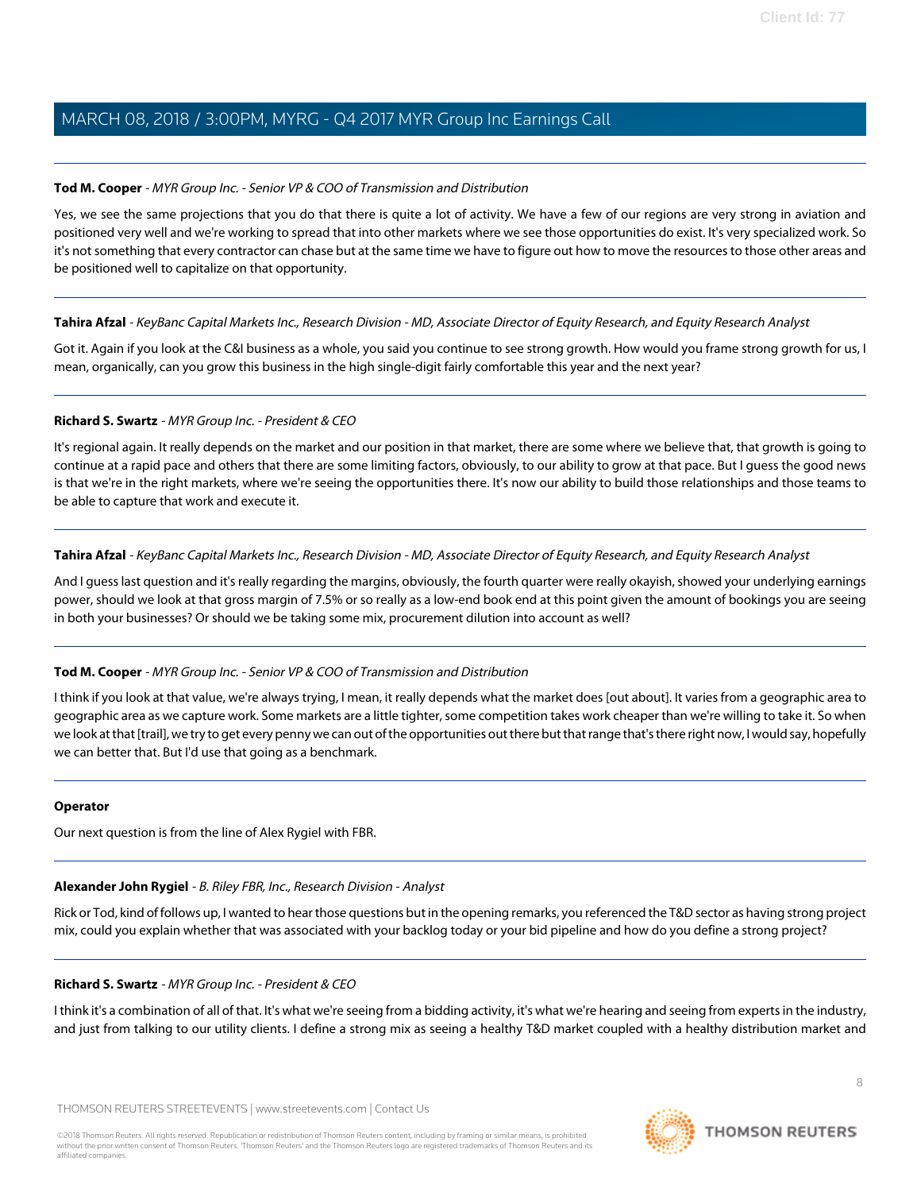**Tod M. Cooper** - *MYR Group Inc. - Senior VP & COO of Transmission and Distribution*

Yes, we see the same projections that you do that there is quite a lot of activity. We have a few of our regions are very strong in aviation and positioned very well and we're working to spread that into other markets where we see those opportunities do exist. It's very specialized work. So it's not something that every contractor can chase but at the same time we have to figure out how to move the resources to those other areas and be positioned well to capitalize on that opportunity.

---

**Tahira Afzal** - *KeyBanc Capital Markets Inc., Research Division - MD, Associate Director of Equity Research, and Equity Research Analyst*

Got it. Again if you look at the C&I business as a whole, you said you continue to see strong growth. How would you frame strong growth for us, I mean, organically, can you grow this business in the high single-digit fairly comfortable this year and the next year?

---

**Richard S. Swartz** - *MYR Group Inc. - President & CEO*

It's regional again. It really depends on the market and our position in that market, there are some where we believe that, that growth is going to continue at a rapid pace and others that there are some limiting factors, obviously, to our ability to grow at that pace. But I guess the good news is that we're in the right markets, where we're seeing the opportunities there. It's now our ability to build those relationships and those teams to be able to capture that work and execute it.

---

**Tahira Afzal** - *KeyBanc Capital Markets Inc., Research Division - MD, Associate Director of Equity Research, and Equity Research Analyst*

And I guess last question and it's really regarding the margins, obviously, the fourth quarter were really okayish, showed your underlying earnings power, should we look at that gross margin of 7.5% or so really as a low-end book end at this point given the amount of bookings you are seeing in both your businesses? Or should we be taking some mix, procurement dilution into account as well?

---

**Tod M. Cooper** - *MYR Group Inc. - Senior VP & COO of Transmission and Distribution*

I think if you look at that value, we're always trying, I mean, it really depends what the market does [out about]. It varies from a geographic area to geographic area as we capture work. Some markets are a little tighter, some competition takes work cheaper than we're willing to take it. So when we look at that [trail], we try to get every penny we can out of the opportunities out there but that range that's there right now, I would say, hopefully we can better that. But I'd use that going as a benchmark.

---

**Operator**

Our next question is from the line of Alex Rygiel with FBR.

---

**Alexander John Rygiel** - *B. Riley FBR, Inc., Research Division - Analyst*

Rick or Tod, kind of follows up, I wanted to hear those questions but in the opening remarks, you referenced the T&D sector as having strong project mix, could you explain whether that was associated with your backlog today or your bid pipeline and how do you define a strong project?

---

**Richard S. Swartz** - *MYR Group Inc. - President & CEO*

I think it's a combination of all of that. It's what we're seeing from a bidding activity, it's what we're hearing and seeing from experts in the industry, and just from talking to our utility clients. I define a strong mix as seeing a healthy T&D market coupled with a healthy distribution market and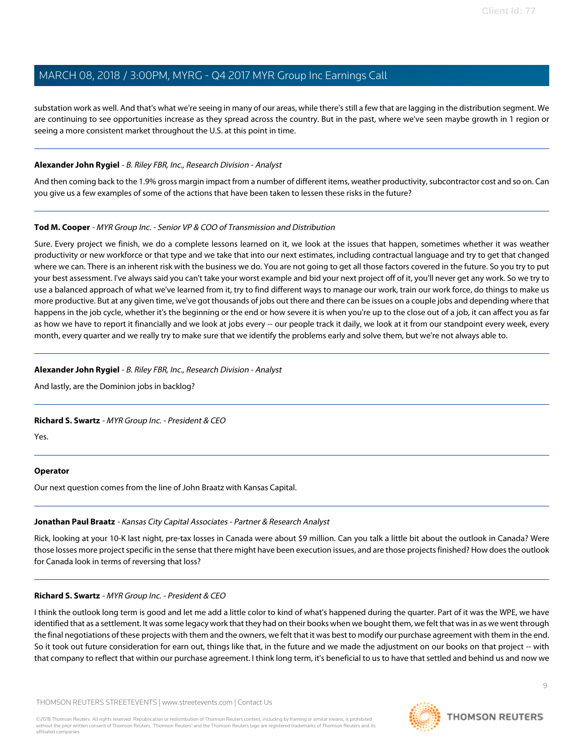substation work as well. And that's what we're seeing in many of our areas, while there's still a few that are lagging in the distribution segment. We are continuing to see opportunities increase as they spread across the country. But in the past, where we've seen maybe growth in 1 region or seeing a more consistent market throughout the U.S. at this point in time.

---

**Alexander John Rygiel** - *B. Riley FBR, Inc., Research Division - Analyst*

And then coming back to the 1.9% gross margin impact from a number of different items, weather productivity, subcontractor cost and so on. Can you give us a few examples of some of the actions that have been taken to lessen these risks in the future?

---

**Tod M. Cooper** - *MYR Group Inc. - Senior VP & COO of Transmission and Distribution*

Sure. Every project we finish, we do a complete lessons learned on it, we look at the issues that happen, sometimes whether it was weather productivity or new workforce or that type and we take that into our next estimates, including contractual language and try to get that changed where we can. There is an inherent risk with the business we do. You are not going to get all those factors covered in the future. So you try to put your best assessment. I've always said you can't take your worst example and bid your next project off of it, you'll never get any work. So we try to use a balanced approach of what we've learned from it, try to find different ways to manage our work, train our work force, do things to make us more productive. But at any given time, we've got thousands of jobs out there and there can be issues on a couple jobs and depending where that happens in the job cycle, whether it's the beginning or the end or how severe it is when you're up to the close out of a job, it can affect you as far as how we have to report it financially and we look at jobs every -- our people track it daily, we look at it from our standpoint every week, every month, every quarter and we really try to make sure that we identify the problems early and solve them, but we're not always able to.

---

**Alexander John Rygiel** - *B. Riley FBR, Inc., Research Division - Analyst*

And lastly, are the Dominion jobs in backlog?

---

**Richard S. Swartz** - *MYR Group Inc. - President & CEO*

Yes.

---

**Operator**

Our next question comes from the line of John Braatz with Kansas Capital.

---

**Jonathan Paul Braatz** - *Kansas City Capital Associates - Partner & Research Analyst*

Rick, looking at your 10-K last night, pre-tax losses in Canada were about $9 million. Can you talk a little bit about the outlook in Canada? Were those losses more project specific in the sense that there might have been execution issues, and are those projects finished? How does the outlook for Canada look in terms of reversing that loss?

---

**Richard S. Swartz** - *MYR Group Inc. - President & CEO*

I think the outlook long term is good and let me add a little color to kind of what's happened during the quarter. Part of it was the WPE, we have identified that as a settlement. It was some legacy work that they had on their books when we bought them, we felt that was in as we went through the final negotiations of these projects with them and the owners, we felt that it was best to modify our purchase agreement with them in the end. So it took out future consideration for earn out, things like that, in the future and we made the adjustment on our books on that project -- with that company to reflect that within our purchase agreement. I think long term, it's beneficial to us to have that settled and behind us and now we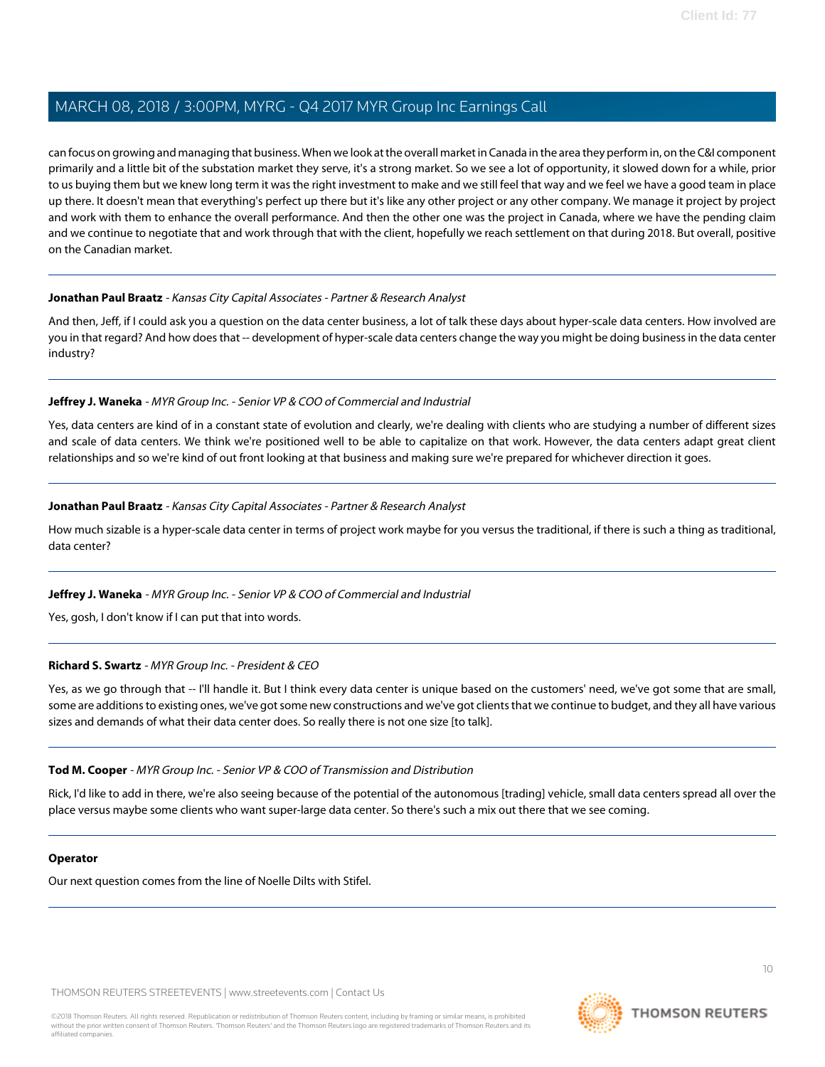can focus on growing and managing that business. When we look at the overall market in Canada in the area they perform in, on the C&I component primarily and a little bit of the substation market they serve, it's a strong market. So we see a lot of opportunity, it slowed down for a while, prior to us buying them but we knew long term it was the right investment to make and we still feel that way and we feel we have a good team in place up there. It doesn't mean that everything's perfect up there but it's like any other project or any other company. We manage it project by project and work with them to enhance the overall performance. And then the other one was the project in Canada, where we have the pending claim and we continue to negotiate that and work through that with the client, hopefully we reach settlement on that during 2018. But overall, positive on the Canadian market.

---

**Jonathan Paul Braatz** - *Kansas City Capital Associates - Partner & Research Analyst*

And then, Jeff, if I could ask you a question on the data center business, a lot of talk these days about hyper-scale data centers. How involved are you in that regard? And how does that -- development of hyper-scale data centers change the way you might be doing business in the data center industry?

---

**Jeffrey J. Waneka** - *MYR Group Inc. - Senior VP & COO of Commercial and Industrial*

Yes, data centers are kind of in a constant state of evolution and clearly, we're dealing with clients who are studying a number of different sizes and scale of data centers. We think we're positioned well to be able to capitalize on that work. However, the data centers adapt great client relationships and so we're kind of out front looking at that business and making sure we're prepared for whichever direction it goes.

---

**Jonathan Paul Braatz** - *Kansas City Capital Associates - Partner & Research Analyst*

How much sizable is a hyper-scale data center in terms of project work maybe for you versus the traditional, if there is such a thing as traditional, data center?

---

**Jeffrey J. Waneka** - *MYR Group Inc. - Senior VP & COO of Commercial and Industrial*

Yes, gosh, I don't know if I can put that into words.

---

**Richard S. Swartz** - *MYR Group Inc. - President & CEO*

Yes, as we go through that -- I'll handle it. But I think every data center is unique based on the customers' need, we've got some that are small, some are additions to existing ones, we've got some new constructions and we've got clients that we continue to budget, and they all have various sizes and demands of what their data center does. So really there is not one size [to talk].

---

**Tod M. Cooper** - *MYR Group Inc. - Senior VP & COO of Transmission and Distribution*

Rick, I'd like to add in there, we're also seeing because of the potential of the autonomous [trading] vehicle, small data centers spread all over the place versus maybe some clients who want super-large data center. So there's such a mix out there that we see coming.

---

**Operator**

Our next question comes from the line of Noelle Dilts with Stifel.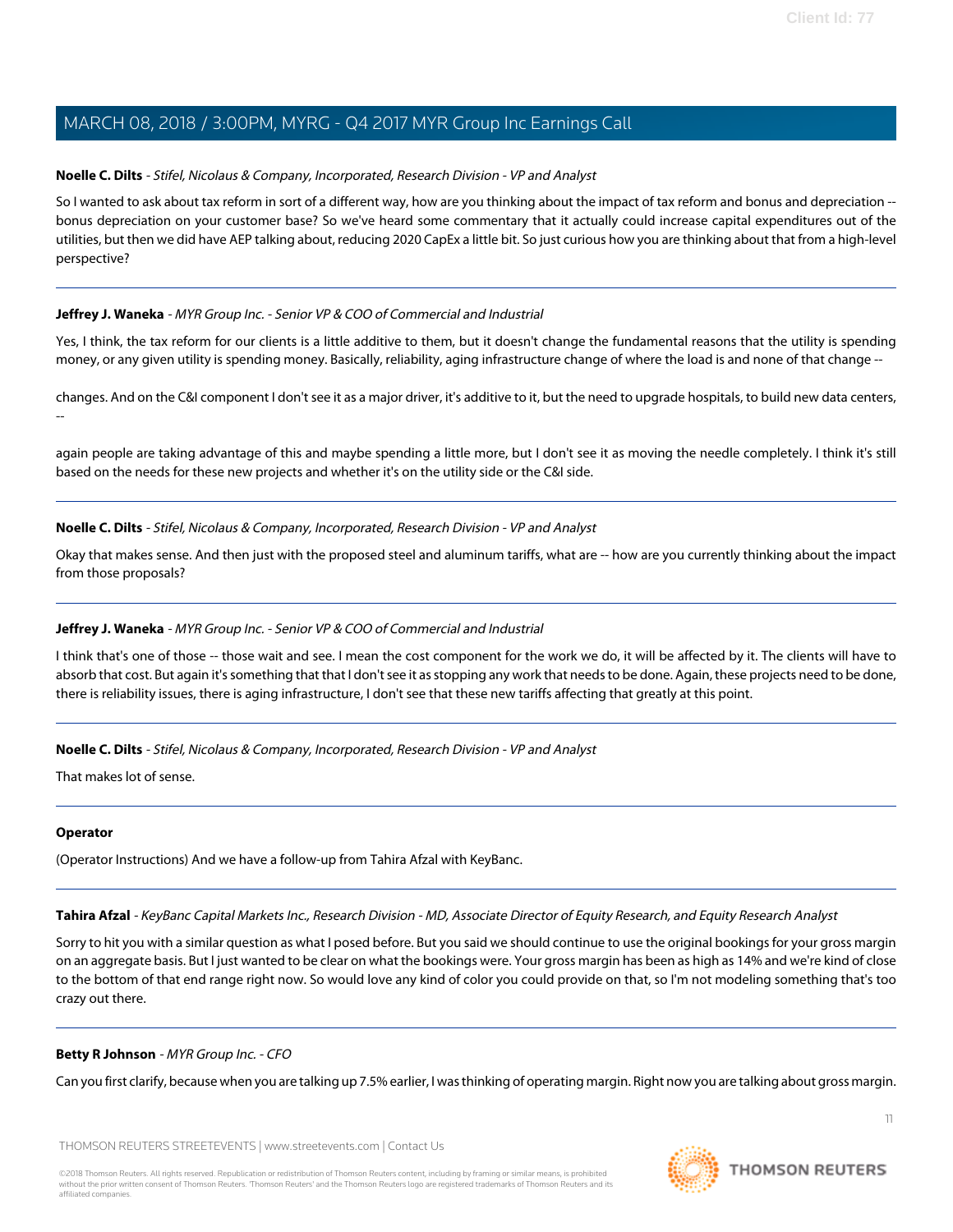**Noelle C. Dilts** - *Stifel, Nicolaus & Company, Incorporated, Research Division - VP and Analyst*

So I wanted to ask about tax reform in sort of a different way, how are you thinking about the impact of tax reform and bonus and depreciation -- bonus depreciation on your customer base? So we've heard some commentary that it actually could increase capital expenditures out of the utilities, but then we did have AEP talking about, reducing 2020 CapEx a little bit. So just curious how you are thinking about that from a high-level perspective?

---

**Jeffrey J. Waneka** - *MYR Group Inc. - Senior VP & COO of Commercial and Industrial*

Yes, I think, the tax reform for our clients is a little additive to them, but it doesn't change the fundamental reasons that the utility is spending money, or any given utility is spending money. Basically, reliability, aging infrastructure change of where the load is and none of that change --

changes. And on the C&I component I don't see it as a major driver, it's additive to it, but the need to upgrade hospitals, to build new data centers, --

again people are taking advantage of this and maybe spending a little more, but I don't see it as moving the needle completely. I think it's still based on the needs for these new projects and whether it's on the utility side or the C&I side.

---

**Noelle C. Dilts** - *Stifel, Nicolaus & Company, Incorporated, Research Division - VP and Analyst*

Okay that makes sense. And then just with the proposed steel and aluminum tariffs, what are -- how are you currently thinking about the impact from those proposals?

---

**Jeffrey J. Waneka** - *MYR Group Inc. - Senior VP & COO of Commercial and Industrial*

I think that's one of those -- those wait and see. I mean the cost component for the work we do, it will be affected by it. The clients will have to absorb that cost. But again it's something that that I don't see it as stopping any work that needs to be done. Again, these projects need to be done, there is reliability issues, there is aging infrastructure, I don't see that these new tariffs affecting that greatly at this point.

---

**Noelle C. Dilts** - *Stifel, Nicolaus & Company, Incorporated, Research Division - VP and Analyst*

That makes lot of sense.

---

**Operator**

(Operator Instructions) And we have a follow-up from Tahira Afzal with KeyBanc.

---

**Tahira Afzal** - *KeyBanc Capital Markets Inc., Research Division - MD, Associate Director of Equity Research, and Equity Research Analyst*

Sorry to hit you with a similar question as what I posed before. But you said we should continue to use the original bookings for your gross margin on an aggregate basis. But I just wanted to be clear on what the bookings were. Your gross margin has been as high as 14% and we're kind of close to the bottom of that end range right now. So would love any kind of color you could provide on that, so I'm not modeling something that's too crazy out there.

---

**Betty R Johnson** - *MYR Group Inc. - CFO*

Can you first clarify, because when you are talking up 7.5% earlier, I was thinking of operating margin. Right now you are talking about gross margin.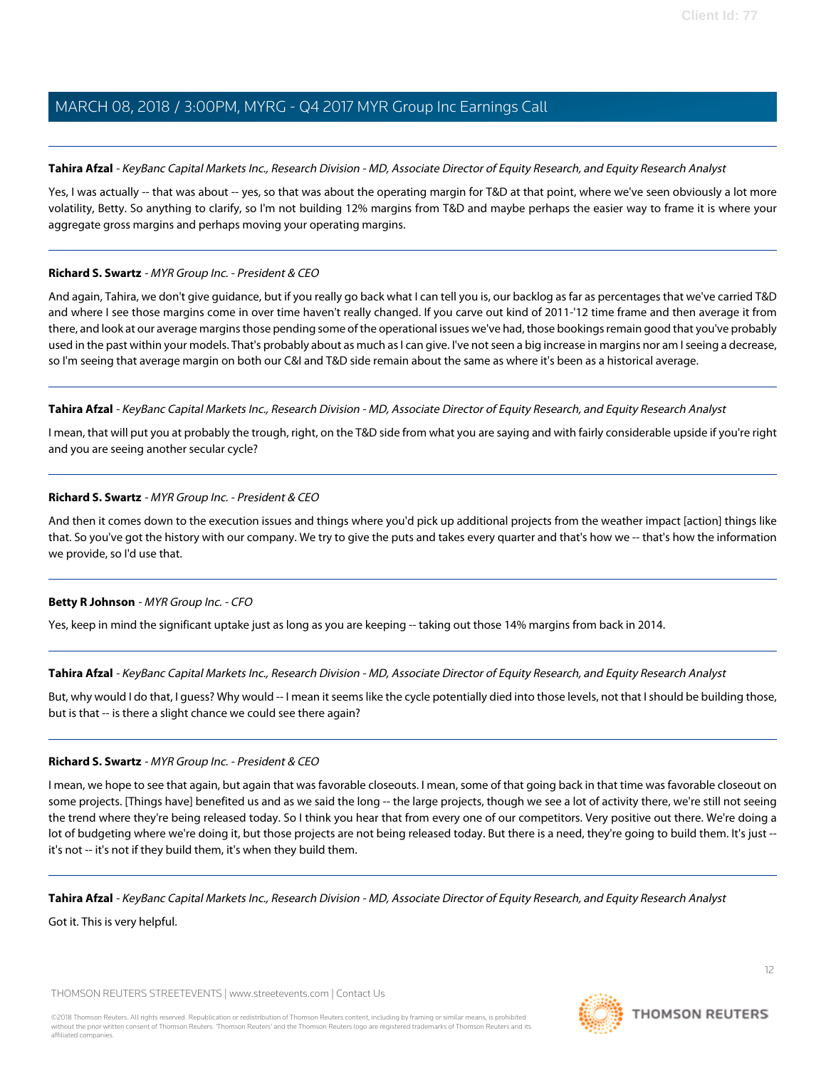**Tahira Afzal** - *KeyBanc Capital Markets Inc., Research Division - MD, Associate Director of Equity Research, and Equity Research Analyst*

Yes, I was actually -- that was about -- yes, so that was about the operating margin for T&D at that point, where we've seen obviously a lot more volatility, Betty. So anything to clarify, so I'm not building 12% margins from T&D and maybe perhaps the easier way to frame it is where your aggregate gross margins and perhaps moving your operating margins.

---

**Richard S. Swartz** - *MYR Group Inc. - President & CEO*

And again, Tahira, we don't give guidance, but if you really go back what I can tell you is, our backlog as far as percentages that we've carried T&D and where I see those margins come in over time haven't really changed. If you carve out kind of 2011-'12 time frame and then average it from there, and look at our average margins those pending some of the operational issues we've had, those bookings remain good that you've probably used in the past within your models. That's probably about as much as I can give. I've not seen a big increase in margins nor am I seeing a decrease, so I'm seeing that average margin on both our C&I and T&D side remain about the same as where it's been as a historical average.

---

**Tahira Afzal** - *KeyBanc Capital Markets Inc., Research Division - MD, Associate Director of Equity Research, and Equity Research Analyst*

I mean, that will put you at probably the trough, right, on the T&D side from what you are saying and with fairly considerable upside if you're right and you are seeing another secular cycle?

---

**Richard S. Swartz** - *MYR Group Inc. - President & CEO*

And then it comes down to the execution issues and things where you'd pick up additional projects from the weather impact [action] things like that. So you've got the history with our company. We try to give the puts and takes every quarter and that's how we -- that's how the information we provide, so I'd use that.

---

**Betty R Johnson** - *MYR Group Inc. - CFO*

Yes, keep in mind the significant uptake just as long as you are keeping -- taking out those 14% margins from back in 2014.

---

**Tahira Afzal** - *KeyBanc Capital Markets Inc., Research Division - MD, Associate Director of Equity Research, and Equity Research Analyst*

But, why would I do that, I guess? Why would -- I mean it seems like the cycle potentially died into those levels, not that I should be building those, but is that -- is there a slight chance we could see there again?

---

**Richard S. Swartz** - *MYR Group Inc. - President & CEO*

I mean, we hope to see that again, but again that was favorable closeouts. I mean, some of that going back in that time was favorable closeout on some projects. [Things have] benefited us and as we said the long -- the large projects, though we see a lot of activity there, we're still not seeing the trend where they're being released today. So I think you hear that from every one of our competitors. Very positive out there. We're doing a lot of budgeting where we're doing it, but those projects are not being released today. But there is a need, they're going to build them. It's just -- it's not -- it's not if they build them, it's when they build them.

---

**Tahira Afzal** - *KeyBanc Capital Markets Inc., Research Division - MD, Associate Director of Equity Research, and Equity Research Analyst*

Got it. This is very helpful.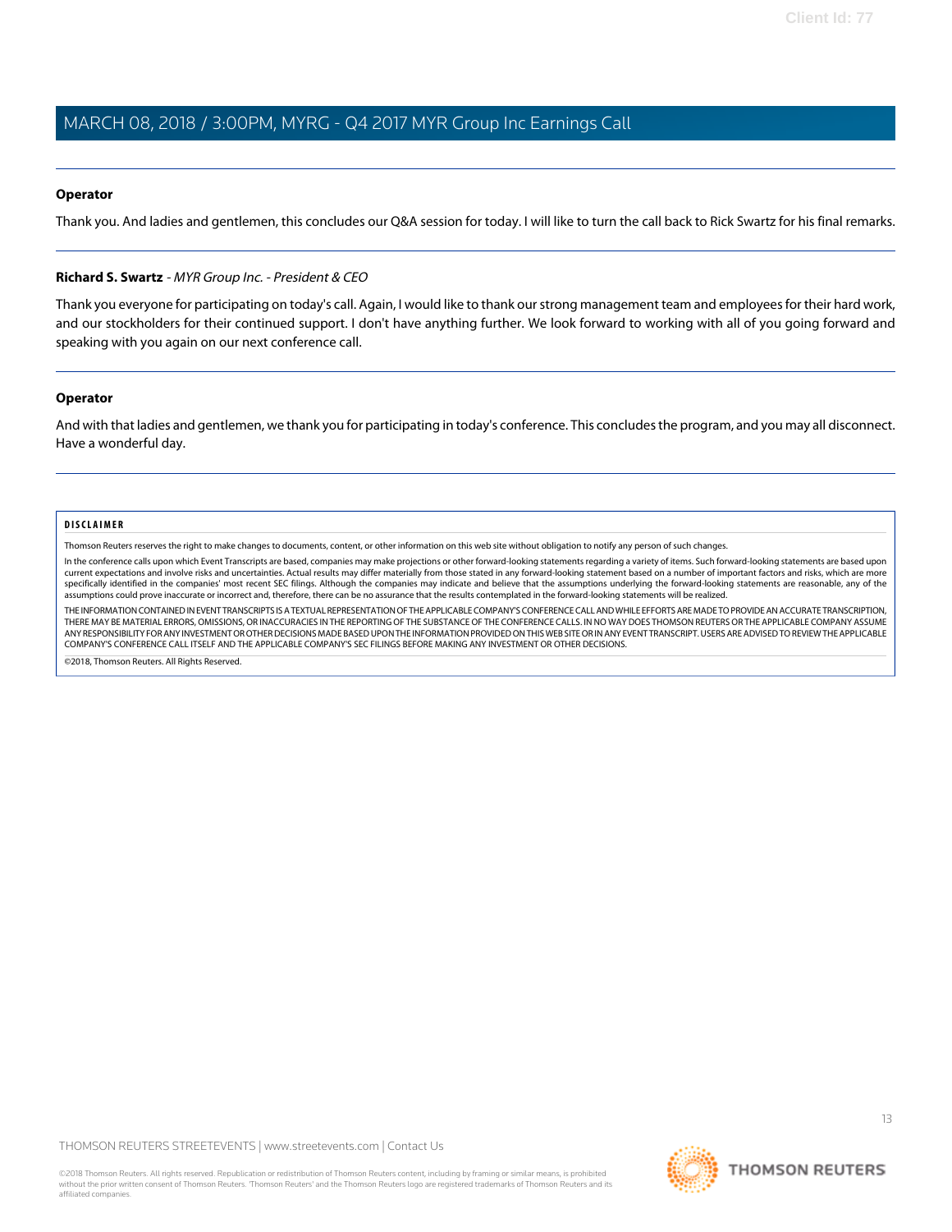**Operator**

Thank you. And ladies and gentlemen, this concludes our Q&A session for today. I will like to turn the call back to Rick Swartz for his final remarks.

---

**Richard S. Swartz** - *MYR Group Inc. - President & CEO*

Thank you everyone for participating on today's call. Again, I would like to thank our strong management team and employees for their hard work, and our stockholders for their continued support. I don't have anything further. We look forward to working with all of you going forward and speaking with you again on our next conference call.

---

**Operator**

And with that ladies and gentlemen, we thank you for participating in today's conference. This concludes the program, and you may all disconnect. Have a wonderful day.

---

**DISCLAIMER**

Thomson Reuters reserves the right to make changes to documents, content, or other information on this web site without obligation to notify any person of such changes.

In the conference calls upon which Event Transcripts are based, companies may make projections or other forward-looking statements regarding a variety of items. Such forward-looking statements are based upon current expectations and involve risks and uncertainties. Actual results may differ materially from those stated in any forward-looking statement based on a number of important factors and risks, which are more specifically identified in the companies' most recent SEC filings. Although the companies may indicate and believe that the assumptions underlying the forward-looking statements are reasonable, any of the assumptions could prove inaccurate or incorrect and, therefore, there can be no assurance that the results contemplated in the forward-looking statements will be realized.

THE INFORMATION CONTAINED IN EVENT TRANSCRIPTS IS A TEXTUAL REPRESENTATION OF THE APPLICABLE COMPANY'S CONFERENCE CALL AND WHILE EFFORTS ARE MADE TO PROVIDE AN ACCURATE TRANSCRIPTION, THERE MAY BE MATERIAL ERRORS, OMISSIONS, OR INACCURACIES IN THE REPORTING OF THE SUBSTANCE OF THE CONFERENCE CALLS. IN NO WAY DOES THOMSON REUTERS OR THE APPLICABLE COMPANY ASSUME ANY RESPONSIBILITY FOR ANY INVESTMENT OR OTHER DECISIONS MADE BASED UPON THE INFORMATION PROVIDED ON THIS WEB SITE OR IN ANY EVENT TRANSCRIPT. USERS ARE ADVISED TO REVIEW THE APPLICABLE COMPANY'S CONFERENCE CALL ITSELF AND THE APPLICABLE COMPANY'S SEC FILINGS BEFORE MAKING ANY INVESTMENT OR OTHER DECISIONS.

©2018, Thomson Reuters. All Rights Reserved.